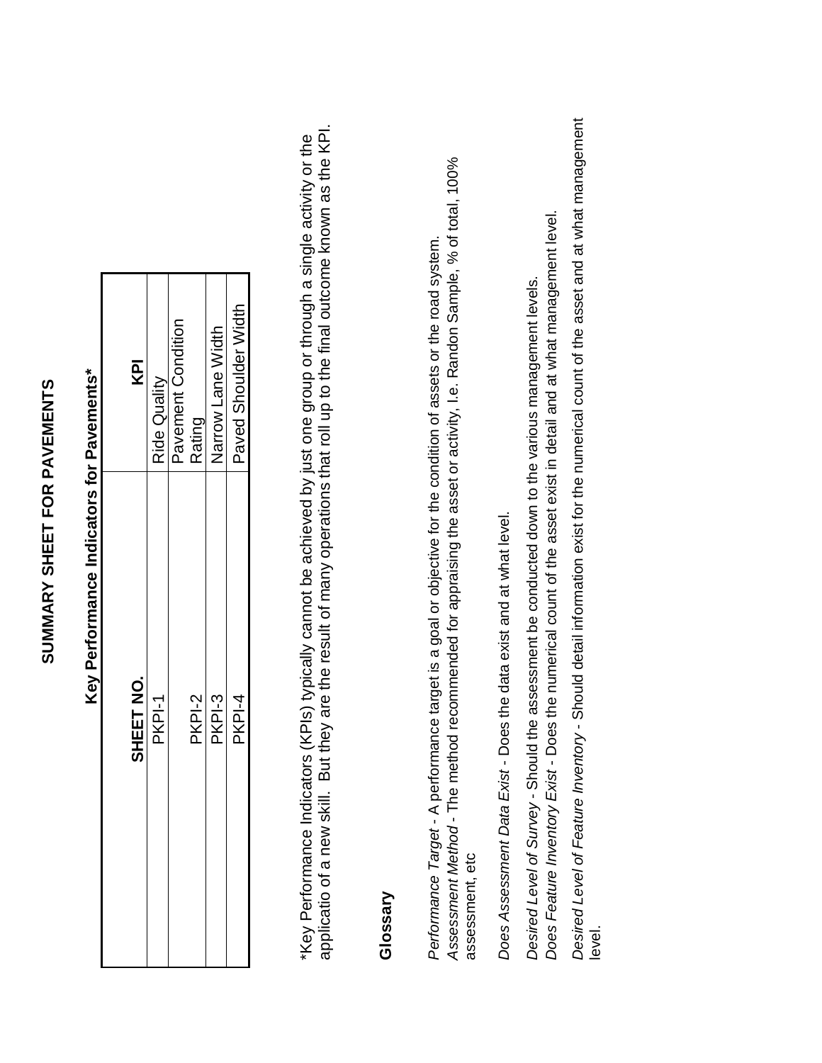# SUMMARY SHEET FOR PAVEMENTS

## Key Performance Indicators for Pavements*

| SHEET NO. | KPI |
|---|---|
| PKPI-1 | Ride Quality |
| PKPI-2 | Pavement Condition Rating |
| PKPI-3 | Narrow Lane Width |
| PKPI-4 | Paved Shoulder Width |

*Key Performance Indicators (KPIs) typically cannot be achieved by just one group or through a single activity or the applicatio of a new skill. But they are the result of many operations that roll up to the final outcome known as the KPI.

## Glossary

*Performance Target* - A performance target is a goal or objective for the condition of assets or the road system.
*Assessment Method* - The method recommended for appraising the asset or activity, I.e. Randon Sample, % of total, 100% assessment, etc

*Does Assessment Data Exist* - Does the data exist and at what level.

*Desired Level of Survey* - Should the assessment be conducted down to the various management levels.
*Does Feature Inventory Exist* - Does the numerical count of the asset exist in detail and at what management level.

*Desired Level of Feature Inventory* - Should detail information exist for the numerical count of the asset and at what management level.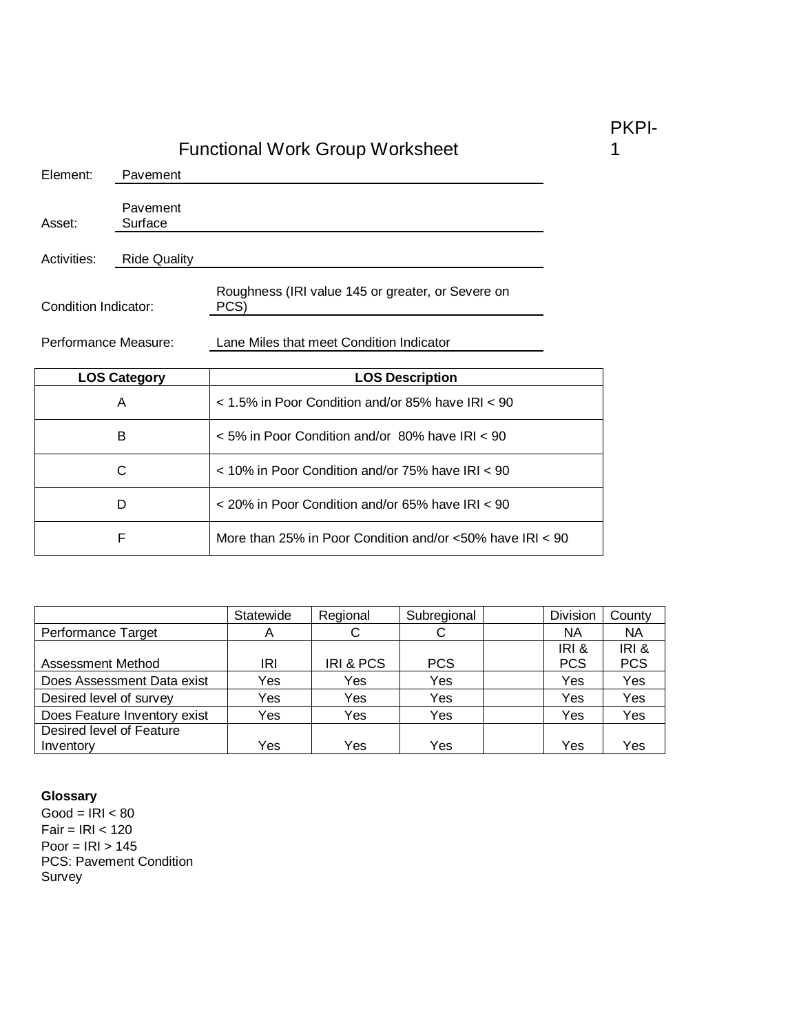PKPI-1

# Functional Work Group Worksheet

Element: Pavement

Asset: Pavement Surface

Activities: Ride Quality

Condition Indicator: Roughness (IRI value 145 or greater, or Severe on PCS)

Performance Measure: Lane Miles that meet Condition Indicator

| LOS Category | LOS Description |
|---|---|
| A | < 1.5% in Poor Condition and/or 85% have IRI < 90 |
| B | < 5% in Poor Condition and/or 80% have IRI < 90 |
| C | < 10% in Poor Condition and/or 75% have IRI < 90 |
| D | < 20% in Poor Condition and/or 65% have IRI < 90 |
| F | More than 25% in Poor Condition and/or <50% have IRI < 90 |

| | Statewide | Regional | Subregional | | Division | County |
|---|---|---|---|---|---|---|
| Performance Target | A | C | C | | NA | NA |
| Assessment Method | IRI | IRI & PCS | PCS | | IRI & PCS | IRI & PCS |
| Does Assessment Data exist | Yes | Yes | Yes | | Yes | Yes |
| Desired level of survey | Yes | Yes | Yes | | Yes | Yes |
| Does Feature Inventory exist | Yes | Yes | Yes | | Yes | Yes |
| Desired level of Feature Inventory | Yes | Yes | Yes | | Yes | Yes |

**Glossary**

Good = IRI < 80
Fair = IRI < 120
Poor = IRI > 145
PCS: Pavement Condition Survey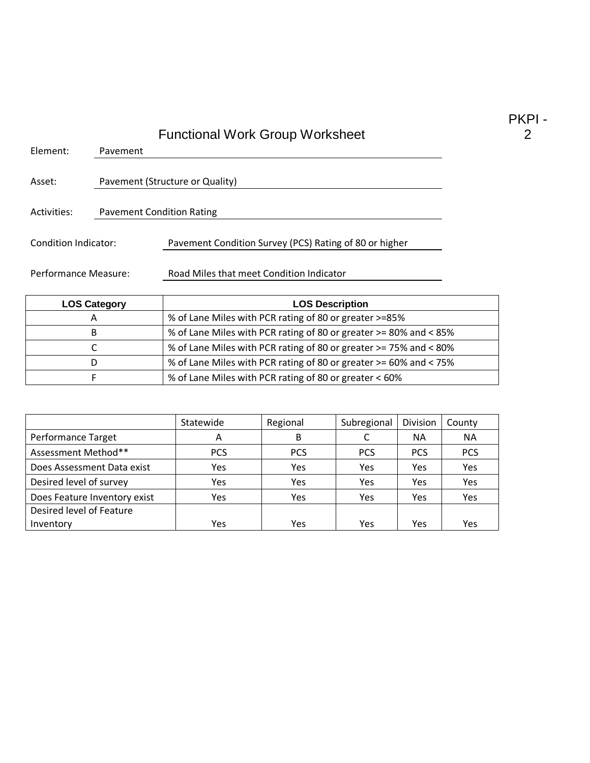PKPI - 2

# Functional Work Group Worksheet

Element: Pavement

Asset: Pavement (Structure or Quality)

Activities: Pavement Condition Rating

Condition Indicator: Pavement Condition Survey (PCS) Rating of 80 or higher

Performance Measure: Road Miles that meet Condition Indicator

| LOS Category | LOS Description |
|---|---|
| A | % of Lane Miles with PCR rating of 80 or greater >=85% |
| B | % of Lane Miles with PCR rating of 80 or greater >= 80% and < 85% |
| C | % of Lane Miles with PCR rating of 80 or greater >= 75% and < 80% |
| D | % of Lane Miles with PCR rating of 80 or greater >= 60% and < 75% |
| F | % of Lane Miles with PCR rating of 80 or greater < 60% |

| | Statewide | Regional | Subregional | Division | County |
|---|---|---|---|---|---|
| Performance Target | A | B | C | NA | NA |
| Assessment Method** | PCS | PCS | PCS | PCS | PCS |
| Does Assessment Data exist | Yes | Yes | Yes | Yes | Yes |
| Desired level of survey | Yes | Yes | Yes | Yes | Yes |
| Does Feature Inventory exist | Yes | Yes | Yes | Yes | Yes |
| Desired level of Feature Inventory | Yes | Yes | Yes | Yes | Yes |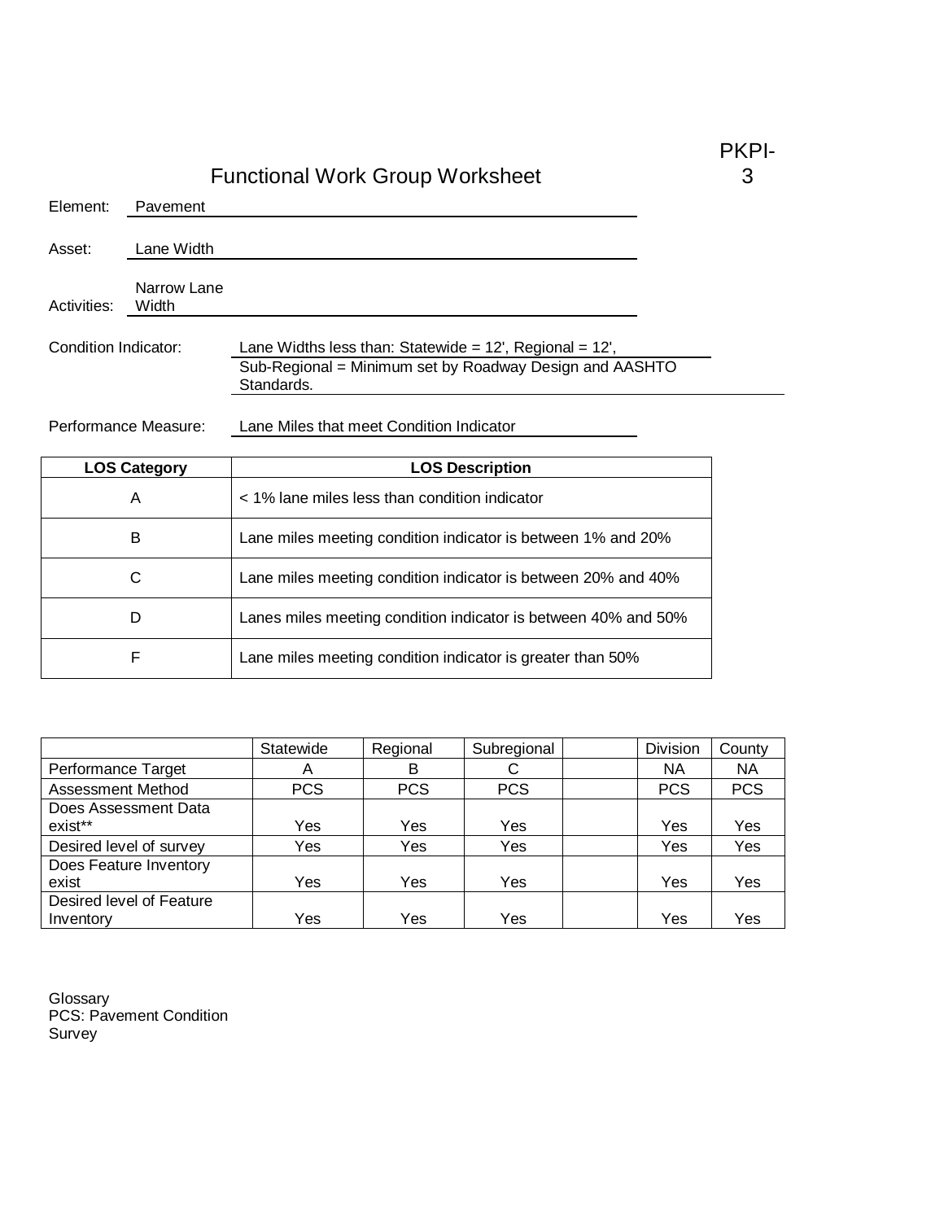PKPI-3

# Functional Work Group Worksheet

Element: Pavement

Asset: Lane Width

Activities: Narrow Lane Width

Condition Indicator: Lane Widths less than: Statewide = 12', Regional = 12', Sub-Regional = Minimum set by Roadway Design and AASHTO Standards.

Performance Measure: Lane Miles that meet Condition Indicator

| LOS Category | LOS Description |
|---|---|
| A | < 1% lane miles less than condition indicator |
| B | Lane miles meeting condition indicator is between 1% and 20% |
| C | Lane miles meeting condition indicator is between 20% and 40% |
| D | Lanes miles meeting condition indicator is between 40% and 50% |
| F | Lane miles meeting condition indicator is greater than 50% |

| | Statewide | Regional | Subregional | | Division | County |
|---|---|---|---|---|---|---|
| Performance Target | A | B | C | | NA | NA |
| Assessment Method | PCS | PCS | PCS | | PCS | PCS |
| Does Assessment Data exist** | Yes | Yes | Yes | | Yes | Yes |
| Desired level of survey | Yes | Yes | Yes | | Yes | Yes |
| Does Feature Inventory exist | Yes | Yes | Yes | | Yes | Yes |
| Desired level of Feature Inventory | Yes | Yes | Yes | | Yes | Yes |

Glossary
PCS: Pavement Condition Survey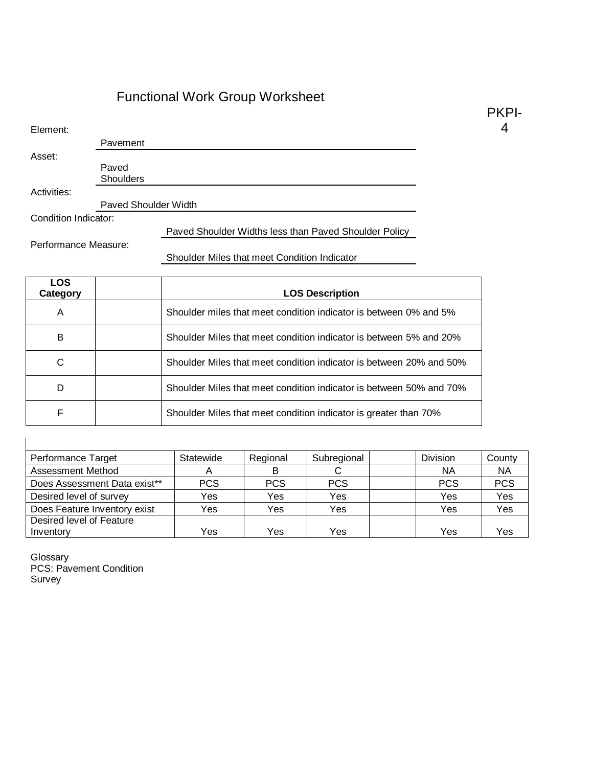# Functional Work Group Worksheet

PKPI-4

Element: Pavement

Asset: Paved Shoulders

Activities: Paved Shoulder Width

Condition Indicator: Paved Shoulder Widths less than Paved Shoulder Policy

Performance Measure: Shoulder Miles that meet Condition Indicator

| LOS Category | | LOS Description |
|---|---|---|
| A | | Shoulder miles that meet condition indicator is between 0% and 5% |
| B | | Shoulder Miles that meet condition indicator is between 5% and 20% |
| C | | Shoulder Miles that meet condition indicator is between 20% and 50% |
| D | | Shoulder Miles that meet condition indicator is between 50% and 70% |
| F | | Shoulder Miles that meet condition indicator is greater than 70% |

| Performance Target | Statewide | Regional | Subregional | | Division | County |
|---|---|---|---|---|---|---|
| Assessment Method | A | B | C | | NA | NA |
| Does Assessment Data exist** | PCS | PCS | PCS | | PCS | PCS |
| Desired level of survey | Yes | Yes | Yes | | Yes | Yes |
| Does Feature Inventory exist | Yes | Yes | Yes | | Yes | Yes |
| Desired level of Feature Inventory | Yes | Yes | Yes | | Yes | Yes |

Glossary
PCS: Pavement Condition Survey